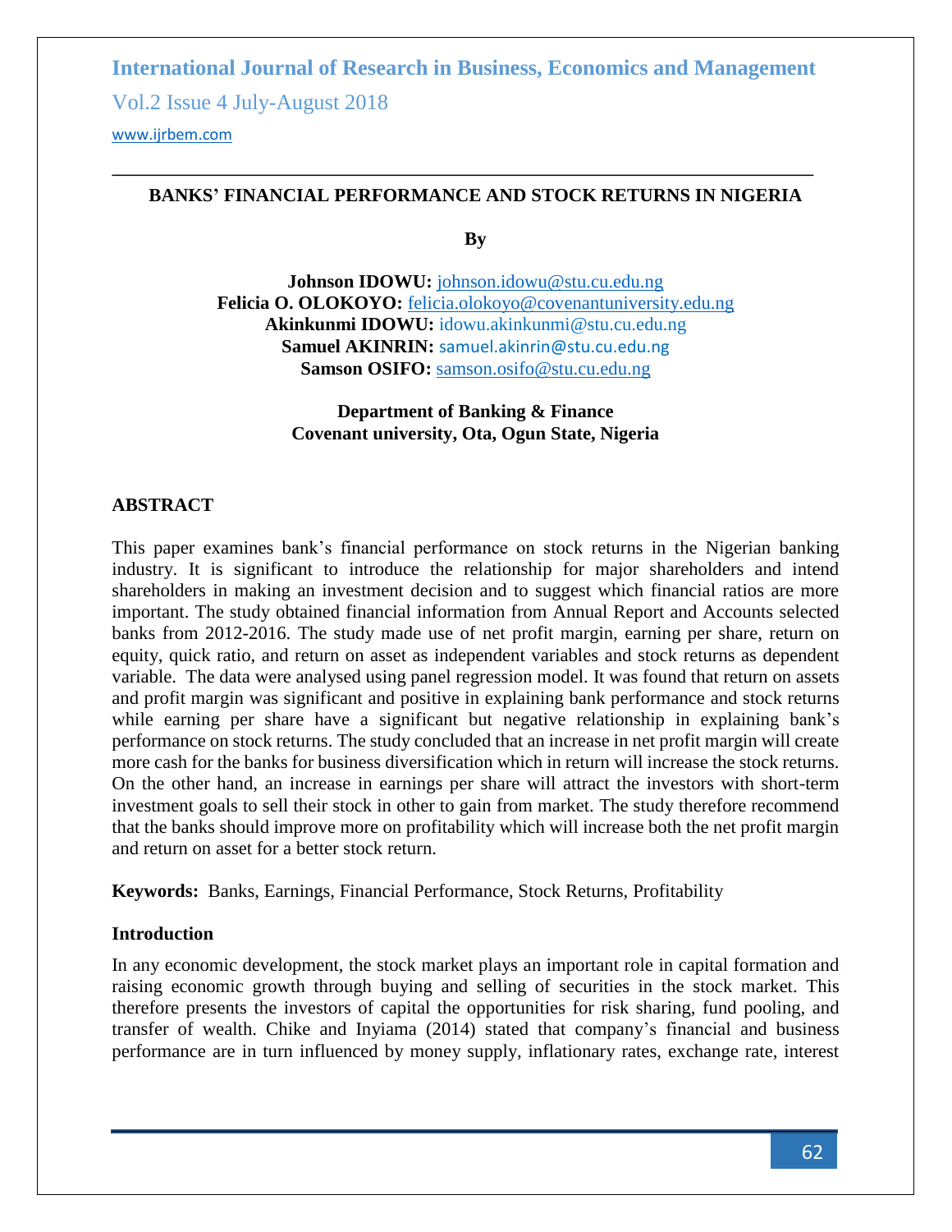# BANKS' FINANCIAL PERFORMANCE AND STOCK RETURNS IN NIGERIA

**By**

**Johnson IDOWU:** johnson.idowu@stu.cu.edu.ng
**Felicia O. OLOKOYO:** felicia.olokoyo@covenantuniversity.edu.ng
**Akinkunmi IDOWU:** idowu.akinkunmi@stu.cu.edu.ng
**Samuel AKINRIN:** samuel.akinrin@stu.cu.edu.ng
**Samson OSIFO:** samson.osifo@stu.cu.edu.ng

**Department of Banking & Finance**
**Covenant university, Ota, Ogun State, Nigeria**

## ABSTRACT

This paper examines bank's financial performance on stock returns in the Nigerian banking industry. It is significant to introduce the relationship for major shareholders and intend shareholders in making an investment decision and to suggest which financial ratios are more important. The study obtained financial information from Annual Report and Accounts selected banks from 2012-2016. The study made use of net profit margin, earning per share, return on equity, quick ratio, and return on asset as independent variables and stock returns as dependent variable. The data were analysed using panel regression model. It was found that return on assets and profit margin was significant and positive in explaining bank performance and stock returns while earning per share have a significant but negative relationship in explaining bank's performance on stock returns. The study concluded that an increase in net profit margin will create more cash for the banks for business diversification which in return will increase the stock returns. On the other hand, an increase in earnings per share will attract the investors with short-term investment goals to sell their stock in other to gain from market. The study therefore recommend that the banks should improve more on profitability which will increase both the net profit margin and return on asset for a better stock return.

**Keywords:** Banks, Earnings, Financial Performance, Stock Returns, Profitability

## Introduction

In any economic development, the stock market plays an important role in capital formation and raising economic growth through buying and selling of securities in the stock market. This therefore presents the investors of capital the opportunities for risk sharing, fund pooling, and transfer of wealth. Chike and Inyiama (2014) stated that company's financial and business performance are in turn influenced by money supply, inflationary rates, exchange rate, interest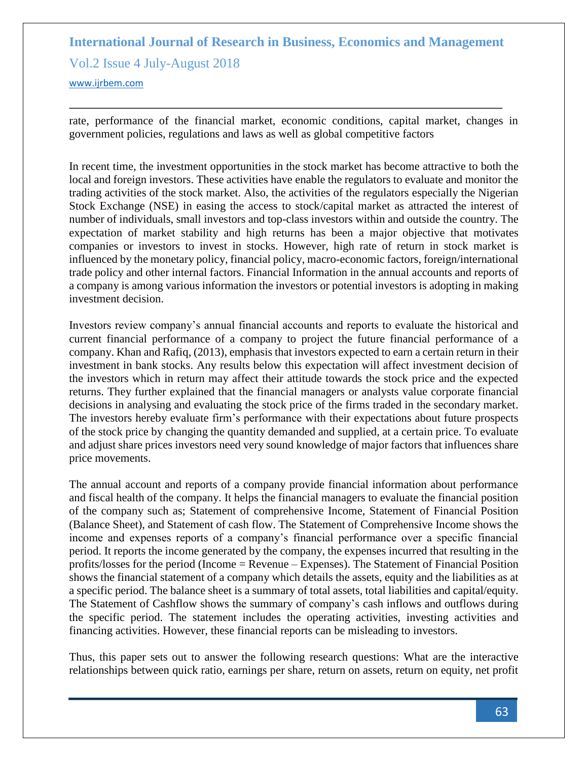rate, performance of the financial market, economic conditions, capital market, changes in government policies, regulations and laws as well as global competitive factors

In recent time, the investment opportunities in the stock market has become attractive to both the local and foreign investors. These activities have enable the regulators to evaluate and monitor the trading activities of the stock market. Also, the activities of the regulators especially the Nigerian Stock Exchange (NSE) in easing the access to stock/capital market as attracted the interest of number of individuals, small investors and top-class investors within and outside the country. The expectation of market stability and high returns has been a major objective that motivates companies or investors to invest in stocks. However, high rate of return in stock market is influenced by the monetary policy, financial policy, macro-economic factors, foreign/international trade policy and other internal factors. Financial Information in the annual accounts and reports of a company is among various information the investors or potential investors is adopting in making investment decision.

Investors review company's annual financial accounts and reports to evaluate the historical and current financial performance of a company to project the future financial performance of a company. Khan and Rafiq, (2013), emphasis that investors expected to earn a certain return in their investment in bank stocks. Any results below this expectation will affect investment decision of the investors which in return may affect their attitude towards the stock price and the expected returns. They further explained that the financial managers or analysts value corporate financial decisions in analysing and evaluating the stock price of the firms traded in the secondary market. The investors hereby evaluate firm's performance with their expectations about future prospects of the stock price by changing the quantity demanded and supplied, at a certain price. To evaluate and adjust share prices investors need very sound knowledge of major factors that influences share price movements.

The annual account and reports of a company provide financial information about performance and fiscal health of the company. It helps the financial managers to evaluate the financial position of the company such as; Statement of comprehensive Income, Statement of Financial Position (Balance Sheet), and Statement of cash flow. The Statement of Comprehensive Income shows the income and expenses reports of a company's financial performance over a specific financial period. It reports the income generated by the company, the expenses incurred that resulting in the profits/losses for the period (Income = Revenue – Expenses). The Statement of Financial Position shows the financial statement of a company which details the assets, equity and the liabilities as at a specific period. The balance sheet is a summary of total assets, total liabilities and capital/equity. The Statement of Cashflow shows the summary of company's cash inflows and outflows during the specific period. The statement includes the operating activities, investing activities and financing activities. However, these financial reports can be misleading to investors.

Thus, this paper sets out to answer the following research questions: What are the interactive relationships between quick ratio, earnings per share, return on assets, return on equity, net profit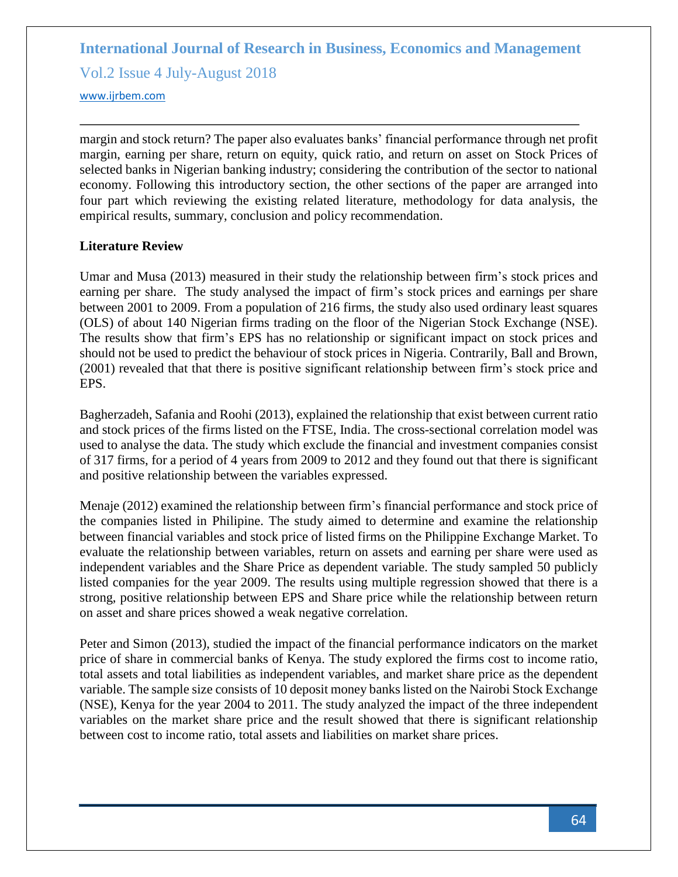margin and stock return? The paper also evaluates banks' financial performance through net profit margin, earning per share, return on equity, quick ratio, and return on asset on Stock Prices of selected banks in Nigerian banking industry; considering the contribution of the sector to national economy. Following this introductory section, the other sections of the paper are arranged into four part which reviewing the existing related literature, methodology for data analysis, the empirical results, summary, conclusion and policy recommendation.

## Literature Review

Umar and Musa (2013) measured in their study the relationship between firm's stock prices and earning per share. The study analysed the impact of firm's stock prices and earnings per share between 2001 to 2009. From a population of 216 firms, the study also used ordinary least squares (OLS) of about 140 Nigerian firms trading on the floor of the Nigerian Stock Exchange (NSE). The results show that firm's EPS has no relationship or significant impact on stock prices and should not be used to predict the behaviour of stock prices in Nigeria. Contrarily, Ball and Brown, (2001) revealed that that there is positive significant relationship between firm's stock price and EPS.

Bagherzadeh, Safania and Roohi (2013), explained the relationship that exist between current ratio and stock prices of the firms listed on the FTSE, India. The cross-sectional correlation model was used to analyse the data. The study which exclude the financial and investment companies consist of 317 firms, for a period of 4 years from 2009 to 2012 and they found out that there is significant and positive relationship between the variables expressed.

Menaje (2012) examined the relationship between firm's financial performance and stock price of the companies listed in Philipine. The study aimed to determine and examine the relationship between financial variables and stock price of listed firms on the Philippine Exchange Market. To evaluate the relationship between variables, return on assets and earning per share were used as independent variables and the Share Price as dependent variable. The study sampled 50 publicly listed companies for the year 2009. The results using multiple regression showed that there is a strong, positive relationship between EPS and Share price while the relationship between return on asset and share prices showed a weak negative correlation.

Peter and Simon (2013), studied the impact of the financial performance indicators on the market price of share in commercial banks of Kenya. The study explored the firms cost to income ratio, total assets and total liabilities as independent variables, and market share price as the dependent variable. The sample size consists of 10 deposit money banks listed on the Nairobi Stock Exchange (NSE), Kenya for the year 2004 to 2011. The study analyzed the impact of the three independent variables on the market share price and the result showed that there is significant relationship between cost to income ratio, total assets and liabilities on market share prices.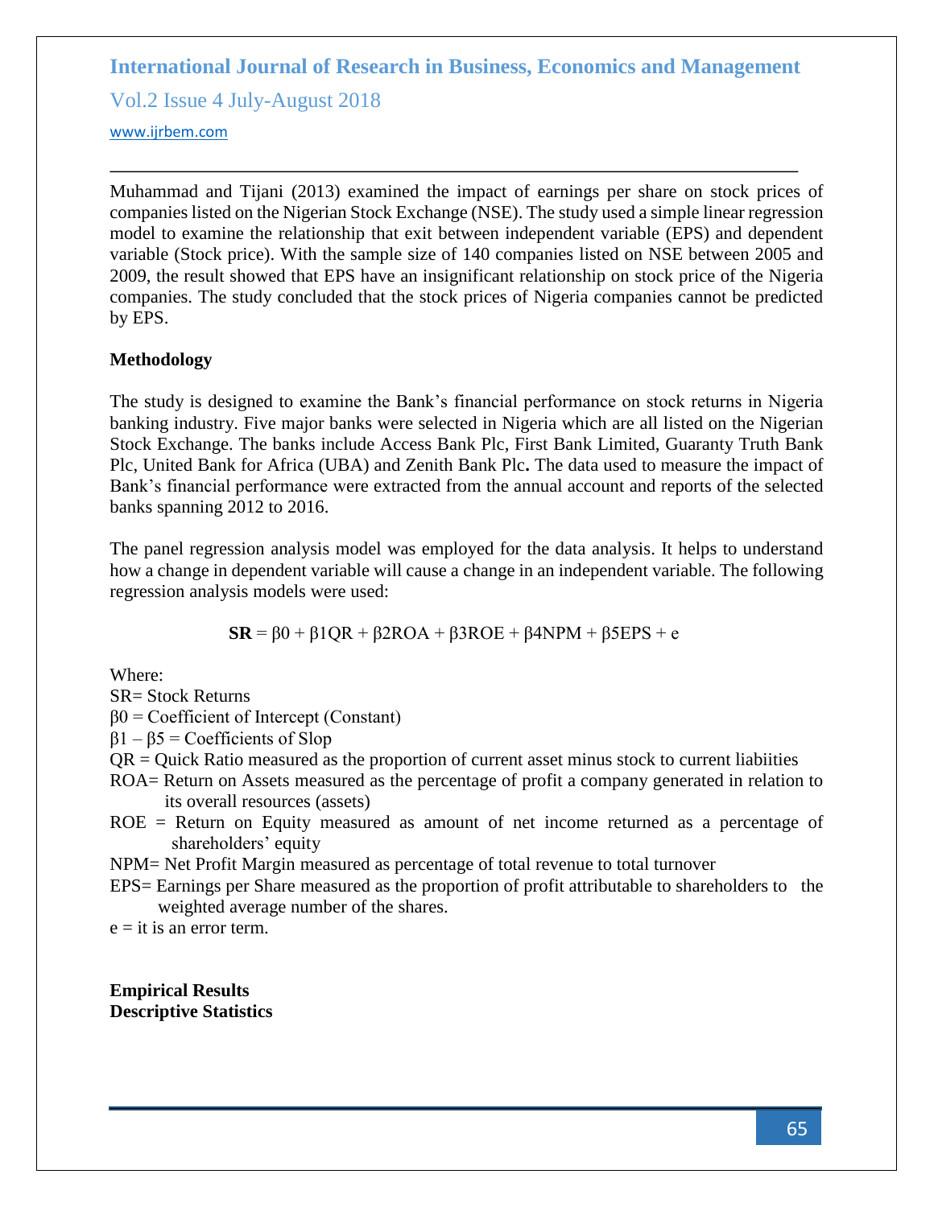Muhammad and Tijani (2013) examined the impact of earnings per share on stock prices of companies listed on the Nigerian Stock Exchange (NSE). The study used a simple linear regression model to examine the relationship that exit between independent variable (EPS) and dependent variable (Stock price). With the sample size of 140 companies listed on NSE between 2005 and 2009, the result showed that EPS have an insignificant relationship on stock price of the Nigeria companies. The study concluded that the stock prices of Nigeria companies cannot be predicted by EPS.

## Methodology

The study is designed to examine the Bank's financial performance on stock returns in Nigeria banking industry. Five major banks were selected in Nigeria which are all listed on the Nigerian Stock Exchange. The banks include Access Bank Plc, First Bank Limited, Guaranty Truth Bank Plc, United Bank for Africa (UBA) and Zenith Bank Plc**.** The data used to measure the impact of Bank's financial performance were extracted from the annual account and reports of the selected banks spanning 2012 to 2016.

The panel regression analysis model was employed for the data analysis. It helps to understand how a change in dependent variable will cause a change in an independent variable. The following regression analysis models were used:

$$\mathbf{SR} = \beta 0 + \beta 1QR + \beta 2ROA + \beta 3ROE + \beta 4NPM + \beta 5EPS + e$$

Where:

SR= Stock Returns

$\beta 0$ = Coefficient of Intercept (Constant)

$\beta 1 - \beta 5$ = Coefficients of Slop

QR = Quick Ratio measured as the proportion of current asset minus stock to current liabiities

ROA= Return on Assets measured as the percentage of profit a company generated in relation to its overall resources (assets)

ROE = Return on Equity measured as amount of net income returned as a percentage of shareholders' equity

NPM= Net Profit Margin measured as percentage of total revenue to total turnover

EPS= Earnings per Share measured as the proportion of profit attributable to shareholders to the weighted average number of the shares.

e = it is an error term.

## Empirical Results

### Descriptive Statistics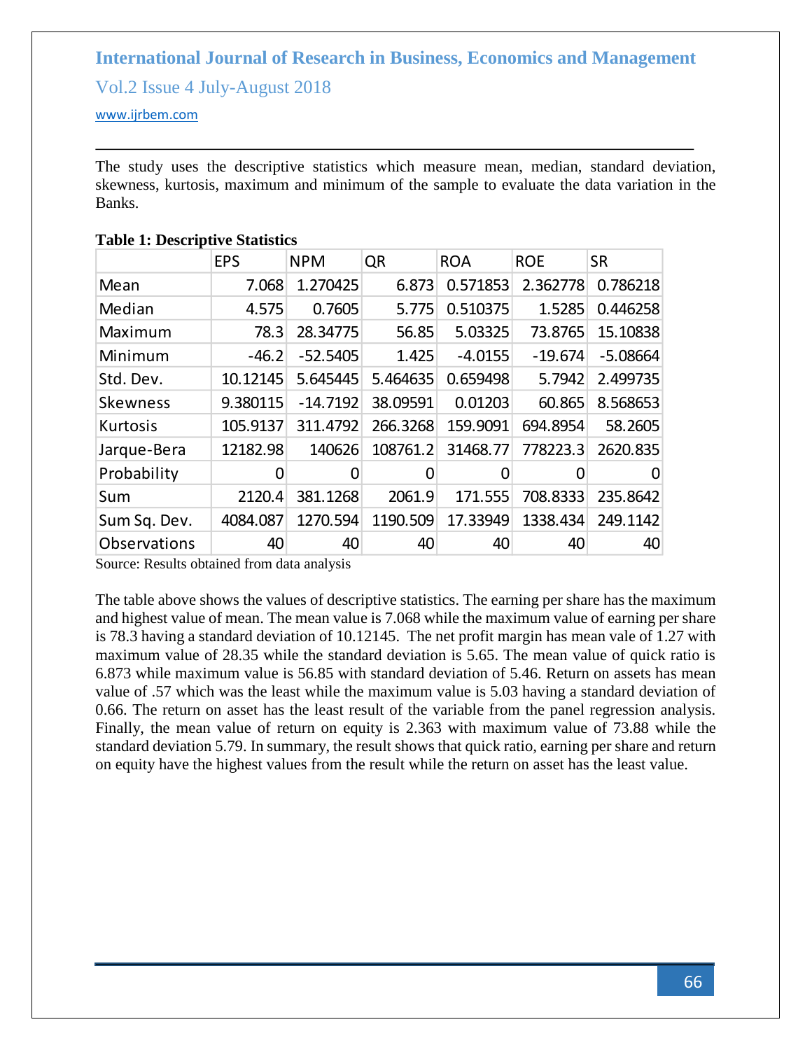The study uses the descriptive statistics which measure mean, median, standard deviation, skewness, kurtosis, maximum and minimum of the sample to evaluate the data variation in the Banks.

**Table 1: Descriptive Statistics**

| | EPS | NPM | QR | ROA | ROE | SR |
|---|---|---|---|---|---|---|
| Mean | 7.068 | 1.270425 | 6.873 | 0.571853 | 2.362778 | 0.786218 |
| Median | 4.575 | 0.7605 | 5.775 | 0.510375 | 1.5285 | 0.446258 |
| Maximum | 78.3 | 28.34775 | 56.85 | 5.03325 | 73.8765 | 15.10838 |
| Minimum | -46.2 | -52.5405 | 1.425 | -4.0155 | -19.674 | -5.08664 |
| Std. Dev. | 10.12145 | 5.645445 | 5.464635 | 0.659498 | 5.7942 | 2.499735 |
| Skewness | 9.380115 | -14.7192 | 38.09591 | 0.01203 | 60.865 | 8.568653 |
| Kurtosis | 105.9137 | 311.4792 | 266.3268 | 159.9091 | 694.8954 | 58.2605 |
| Jarque-Bera | 12182.98 | 140626 | 108761.2 | 31468.77 | 778223.3 | 2620.835 |
| Probability | 0 | 0 | 0 | 0 | 0 | 0 |
| Sum | 2120.4 | 381.1268 | 2061.9 | 171.555 | 708.8333 | 235.8642 |
| Sum Sq. Dev. | 4084.087 | 1270.594 | 1190.509 | 17.33949 | 1338.434 | 249.1142 |
| Observations | 40 | 40 | 40 | 40 | 40 | 40 |

Source: Results obtained from data analysis

The table above shows the values of descriptive statistics. The earning per share has the maximum and highest value of mean. The mean value is 7.068 while the maximum value of earning per share is 78.3 having a standard deviation of 10.12145. The net profit margin has mean vale of 1.27 with maximum value of 28.35 while the standard deviation is 5.65. The mean value of quick ratio is 6.873 while maximum value is 56.85 with standard deviation of 5.46. Return on assets has mean value of .57 which was the least while the maximum value is 5.03 having a standard deviation of 0.66. The return on asset has the least result of the variable from the panel regression analysis. Finally, the mean value of return on equity is 2.363 with maximum value of 73.88 while the standard deviation 5.79. In summary, the result shows that quick ratio, earning per share and return on equity have the highest values from the result while the return on asset has the least value.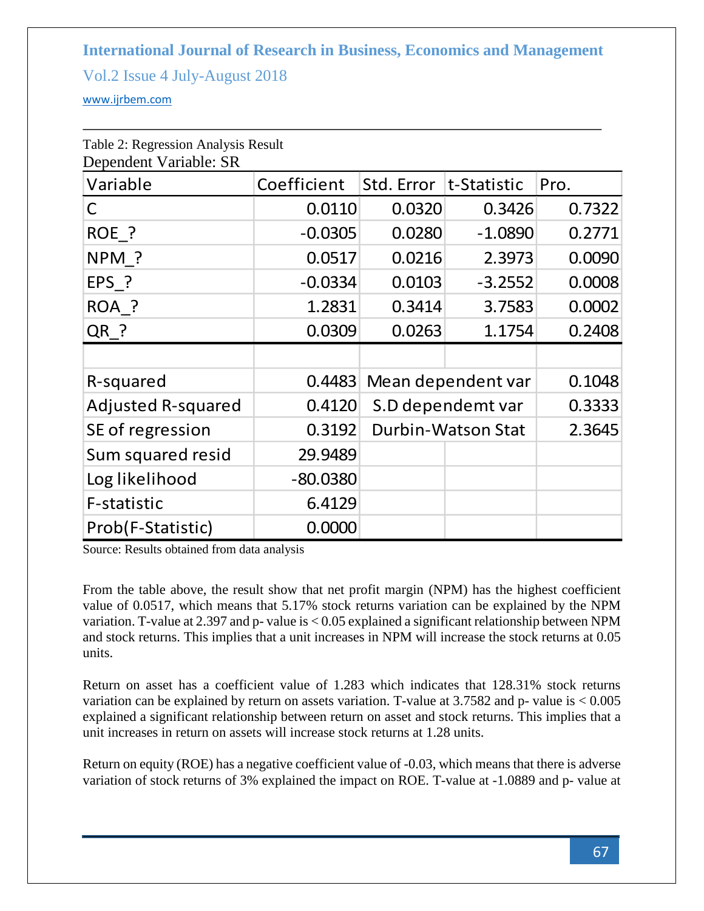Table 2: Regression Analysis Result

Dependent Variable: SR

| Variable | Coefficient | Std. Error | t-Statistic | Pro. |
|---|---|---|---|---|
| C | 0.0110 | 0.0320 | 0.3426 | 0.7322 |
| ROE_? | -0.0305 | 0.0280 | -1.0890 | 0.2771 |
| NPM_? | 0.0517 | 0.0216 | 2.3973 | 0.0090 |
| EPS_? | -0.0334 | 0.0103 | -3.2552 | 0.0008 |
| ROA_? | 1.2831 | 0.3414 | 3.7583 | 0.0002 |
| QR_? | 0.0309 | 0.0263 | 1.1754 | 0.2408 |
| | | | | |
| R-squared | 0.4483 | Mean dependent var | | 0.1048 |
| Adjusted R-squared | 0.4120 | S.D dependemt var | | 0.3333 |
| SE of regression | 0.3192 | Durbin-Watson Stat | | 2.3645 |
| Sum squared resid | 29.9489 | | | |
| Log likelihood | -80.0380 | | | |
| F-statistic | 6.4129 | | | |
| Prob(F-Statistic) | 0.0000 | | | |

Source: Results obtained from data analysis

From the table above, the result show that net profit margin (NPM) has the highest coefficient value of 0.0517, which means that 5.17% stock returns variation can be explained by the NPM variation. T-value at 2.397 and p- value is < 0.05 explained a significant relationship between NPM and stock returns. This implies that a unit increases in NPM will increase the stock returns at 0.05 units.

Return on asset has a coefficient value of 1.283 which indicates that 128.31% stock returns variation can be explained by return on assets variation. T-value at 3.7582 and p- value is < 0.005 explained a significant relationship between return on asset and stock returns. This implies that a unit increases in return on assets will increase stock returns at 1.28 units.

Return on equity (ROE) has a negative coefficient value of -0.03, which means that there is adverse variation of stock returns of 3% explained the impact on ROE. T-value at -1.0889 and p- value at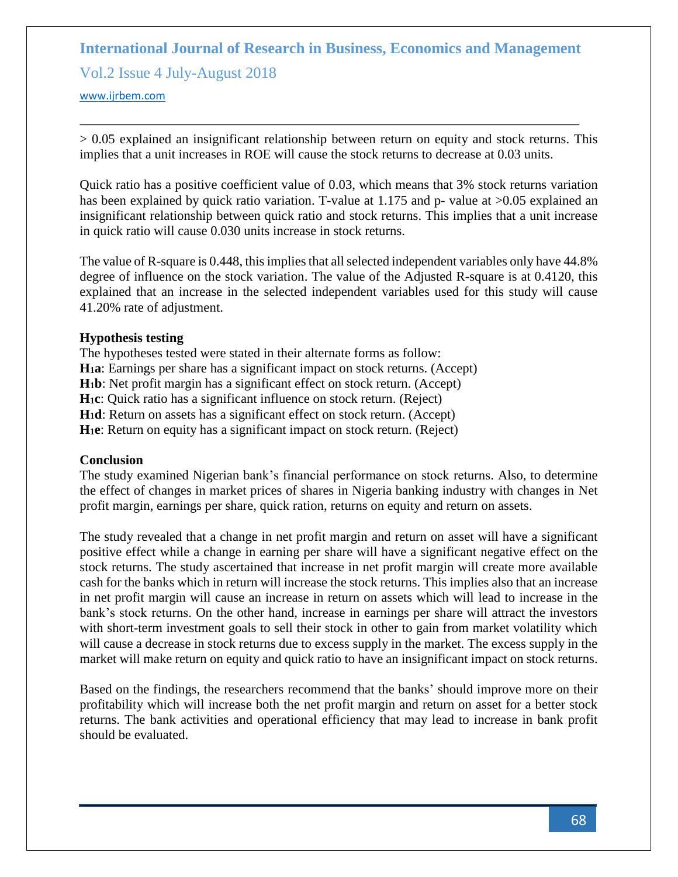$> 0.05$ explained an insignificant relationship between return on equity and stock returns. This implies that a unit increases in ROE will cause the stock returns to decrease at 0.03 units.

Quick ratio has a positive coefficient value of 0.03, which means that 3% stock returns variation has been explained by quick ratio variation. T-value at 1.175 and p- value at $>0.05$ explained an insignificant relationship between quick ratio and stock returns. This implies that a unit increase in quick ratio will cause 0.030 units increase in stock returns.

The value of R-square is 0.448, this implies that all selected independent variables only have 44.8% degree of influence on the stock variation. The value of the Adjusted R-square is at 0.4120, this explained that an increase in the selected independent variables used for this study will cause 41.20% rate of adjustment.

### Hypothesis testing

The hypotheses tested were stated in their alternate forms as follow:

**$H_1$a**: Earnings per share has a significant impact on stock returns. (Accept)
**$H_1$b**: Net profit margin has a significant effect on stock return. (Accept)
**$H_1$c**: Quick ratio has a significant influence on stock return. (Reject)
**$H_1$d**: Return on assets has a significant effect on stock return. (Accept)
**$H_1$e**: Return on equity has a significant impact on stock return. (Reject)

### Conclusion

The study examined Nigerian bank's financial performance on stock returns. Also, to determine the effect of changes in market prices of shares in Nigeria banking industry with changes in Net profit margin, earnings per share, quick ration, returns on equity and return on assets.

The study revealed that a change in net profit margin and return on asset will have a significant positive effect while a change in earning per share will have a significant negative effect on the stock returns. The study ascertained that increase in net profit margin will create more available cash for the banks which in return will increase the stock returns. This implies also that an increase in net profit margin will cause an increase in return on assets which will lead to increase in the bank's stock returns. On the other hand, increase in earnings per share will attract the investors with short-term investment goals to sell their stock in other to gain from market volatility which will cause a decrease in stock returns due to excess supply in the market. The excess supply in the market will make return on equity and quick ratio to have an insignificant impact on stock returns.

Based on the findings, the researchers recommend that the banks' should improve more on their profitability which will increase both the net profit margin and return on asset for a better stock returns. The bank activities and operational efficiency that may lead to increase in bank profit should be evaluated.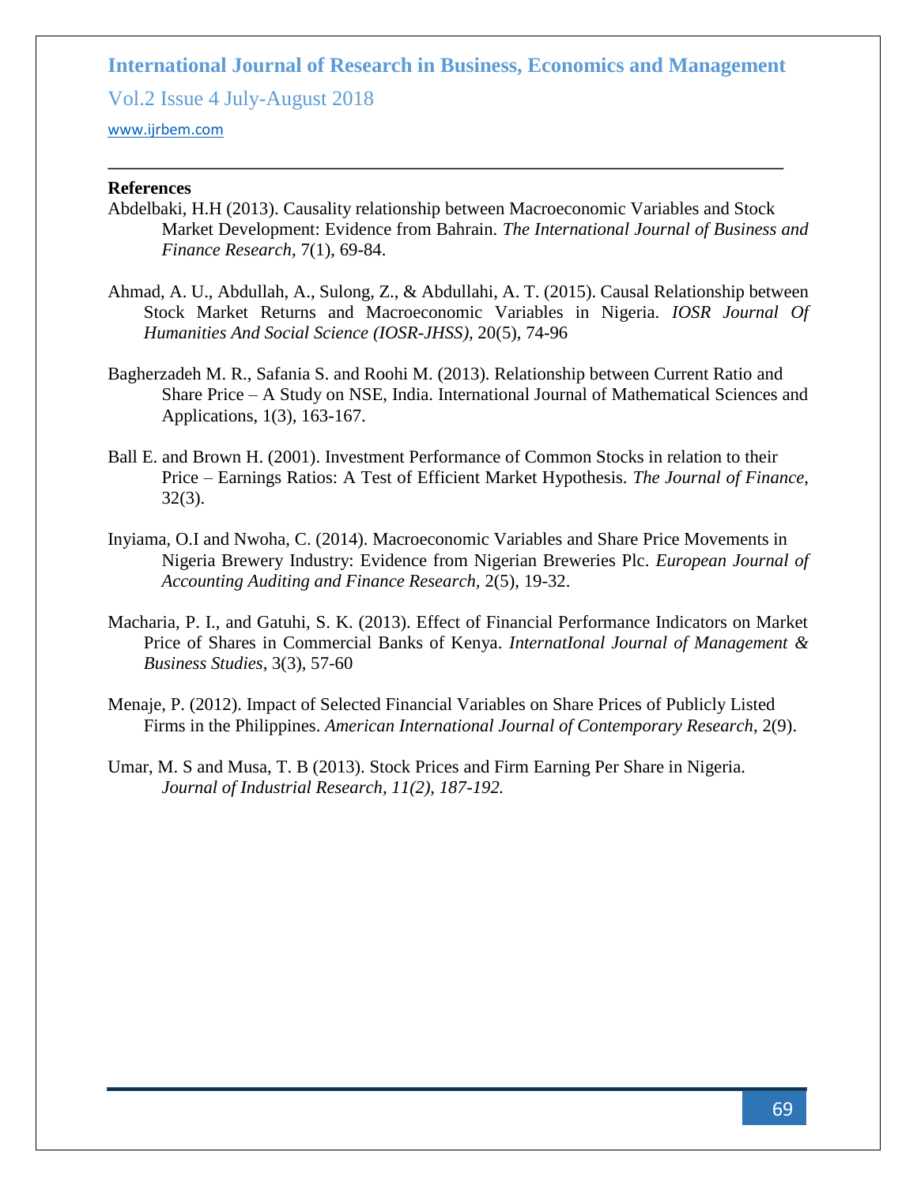## References

Abdelbaki, H.H (2013). Causality relationship between Macroeconomic Variables and Stock Market Development: Evidence from Bahrain. *The International Journal of Business and Finance Research*, 7(1), 69-84.

Ahmad, A. U., Abdullah, A., Sulong, Z., & Abdullahi, A. T. (2015). Causal Relationship between Stock Market Returns and Macroeconomic Variables in Nigeria. *IOSR Journal Of Humanities And Social Science (IOSR-JHSS)*, 20(5), 74-96

Bagherzadeh M. R., Safania S. and Roohi M. (2013). Relationship between Current Ratio and Share Price – A Study on NSE, India. International Journal of Mathematical Sciences and Applications, 1(3), 163-167.

Ball E. and Brown H. (2001). Investment Performance of Common Stocks in relation to their Price – Earnings Ratios: A Test of Efficient Market Hypothesis. *The Journal of Finance*, 32(3).

Inyiama, O.I and Nwoha, C. (2014). Macroeconomic Variables and Share Price Movements in Nigeria Brewery Industry: Evidence from Nigerian Breweries Plc. *European Journal of Accounting Auditing and Finance Research*, 2(5), 19-32.

Macharia, P. I., and Gatuhi, S. K. (2013). Effect of Financial Performance Indicators on Market Price of Shares in Commercial Banks of Kenya. *InternatIonal Journal of Management & Business Studies*, 3(3), 57-60

Menaje, P. (2012). Impact of Selected Financial Variables on Share Prices of Publicly Listed Firms in the Philippines. *American International Journal of Contemporary Research*, 2(9).

Umar, M. S and Musa, T. B (2013). Stock Prices and Firm Earning Per Share in Nigeria. *Journal of Industrial Research, 11(2), 187-192.*